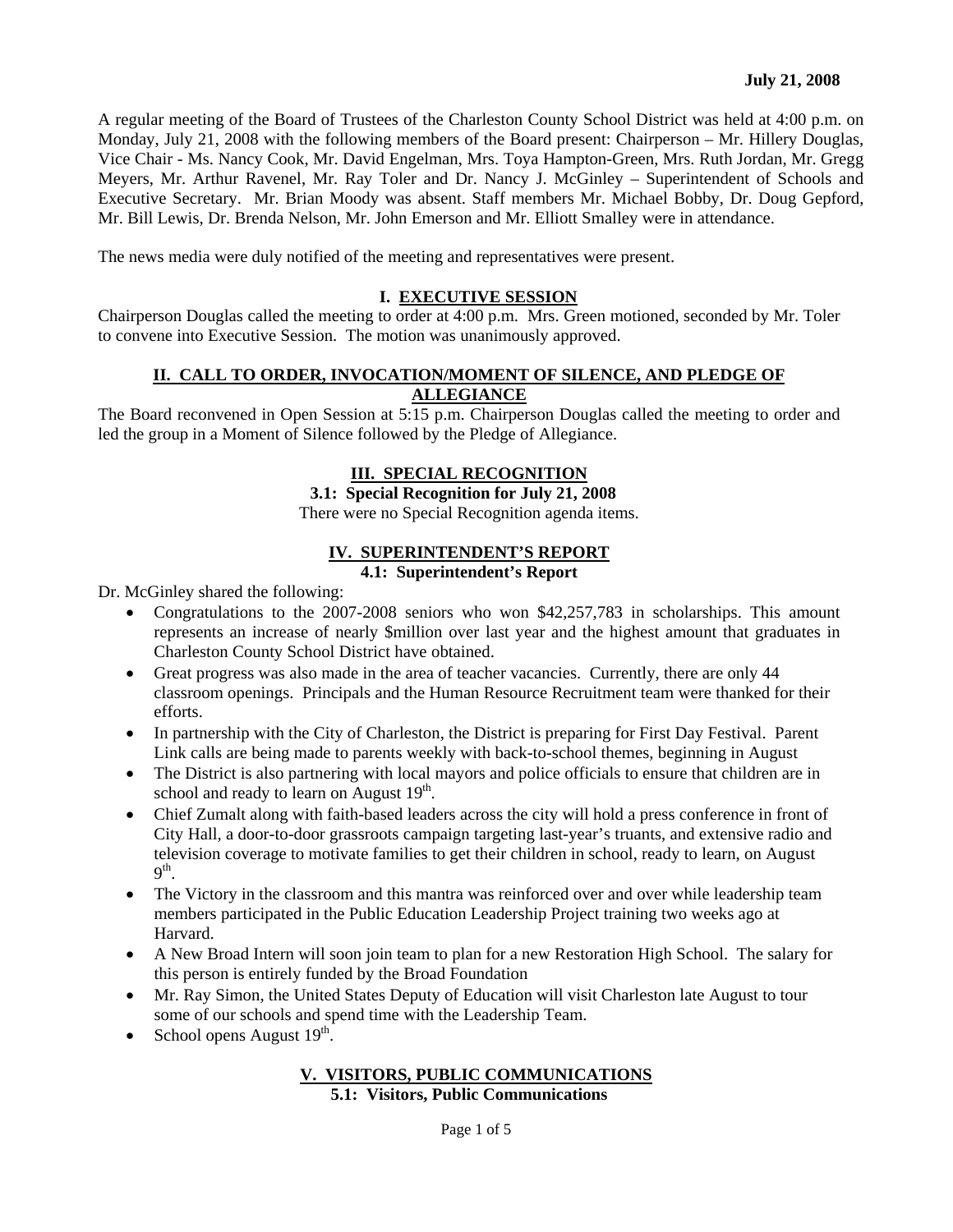**July 21, 2008**

A regular meeting of the Board of Trustees of the Charleston County School District was held at 4:00 p.m. on Monday, July 21, 2008 with the following members of the Board present: Chairperson – Mr. Hillery Douglas, Vice Chair - Ms. Nancy Cook, Mr. David Engelman, Mrs. Toya Hampton-Green, Mrs. Ruth Jordan, Mr. Gregg Meyers, Mr. Arthur Ravenel, Mr. Ray Toler and Dr. Nancy J. McGinley – Superintendent of Schools and Executive Secretary. Mr. Brian Moody was absent. Staff members Mr. Michael Bobby, Dr. Doug Gepford, Mr. Bill Lewis, Dr. Brenda Nelson, Mr. John Emerson and Mr. Elliott Smalley were in attendance.

The news media were duly notified of the meeting and representatives were present.

## I. EXECUTIVE SESSION

Chairperson Douglas called the meeting to order at 4:00 p.m. Mrs. Green motioned, seconded by Mr. Toler to convene into Executive Session. The motion was unanimously approved.

## II. CALL TO ORDER, INVOCATION/MOMENT OF SILENCE, AND PLEDGE OF ALLEGIANCE

The Board reconvened in Open Session at 5:15 p.m. Chairperson Douglas called the meeting to order and led the group in a Moment of Silence followed by the Pledge of Allegiance.

## III. SPECIAL RECOGNITION

### 3.1: Special Recognition for July 21, 2008

There were no Special Recognition agenda items.

## IV. SUPERINTENDENT'S REPORT

### 4.1: Superintendent's Report

Dr. McGinley shared the following:

- Congratulations to the 2007-2008 seniors who won $42,257,783 in scholarships. This amount represents an increase of nearly $million over last year and the highest amount that graduates in Charleston County School District have obtained.
- Great progress was also made in the area of teacher vacancies. Currently, there are only 44 classroom openings. Principals and the Human Resource Recruitment team were thanked for their efforts.
- In partnership with the City of Charleston, the District is preparing for First Day Festival. Parent Link calls are being made to parents weekly with back-to-school themes, beginning in August
- The District is also partnering with local mayors and police officials to ensure that children are in school and ready to learn on August 19th.
- Chief Zumalt along with faith-based leaders across the city will hold a press conference in front of City Hall, a door-to-door grassroots campaign targeting last-year's truants, and extensive radio and television coverage to motivate families to get their children in school, ready to learn, on August 9th.
- The Victory in the classroom and this mantra was reinforced over and over while leadership team members participated in the Public Education Leadership Project training two weeks ago at Harvard.
- A New Broad Intern will soon join team to plan for a new Restoration High School. The salary for this person is entirely funded by the Broad Foundation
- Mr. Ray Simon, the United States Deputy of Education will visit Charleston late August to tour some of our schools and spend time with the Leadership Team.
- School opens August 19th.

## V. VISITORS, PUBLIC COMMUNICATIONS

### 5.1: Visitors, Public Communications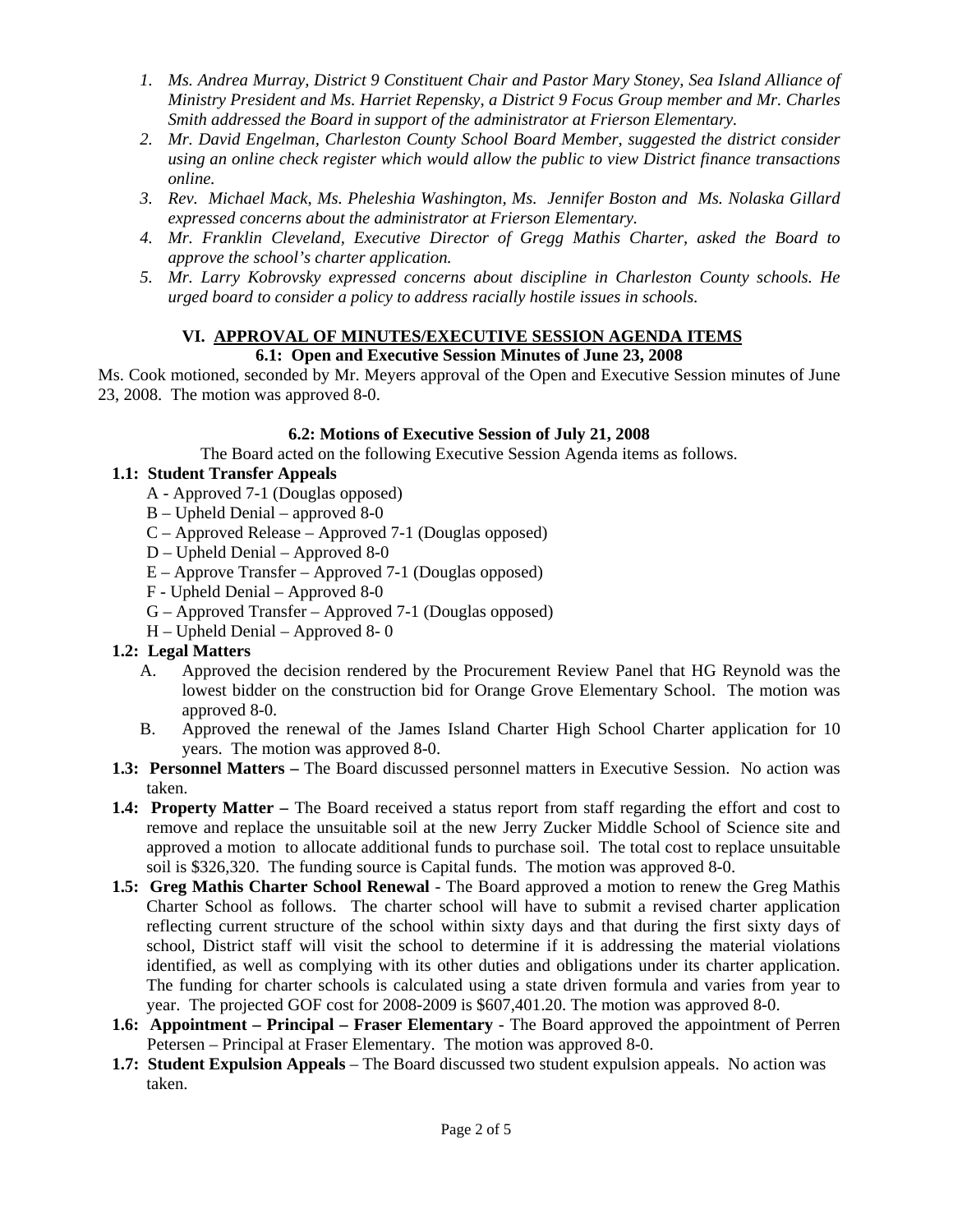1. *Ms. Andrea Murray, District 9 Constituent Chair and Pastor Mary Stoney, Sea Island Alliance of Ministry President and Ms. Harriet Repensky, a District 9 Focus Group member and Mr. Charles Smith addressed the Board in support of the administrator at Frierson Elementary.*
2. *Mr. David Engelman, Charleston County School Board Member, suggested the district consider using an online check register which would allow the public to view District finance transactions online.*
3. *Rev. Michael Mack, Ms. Pheleshia Washington, Ms. Jennifer Boston and Ms. Nolaska Gillard expressed concerns about the administrator at Frierson Elementary.*
4. *Mr. Franklin Cleveland, Executive Director of Gregg Mathis Charter, asked the Board to approve the school's charter application.*
5. *Mr. Larry Kobrovsky expressed concerns about discipline in Charleston County schools. He urged board to consider a policy to address racially hostile issues in schools.*

## VI. APPROVAL OF MINUTES/EXECUTIVE SESSION AGENDA ITEMS

### 6.1: Open and Executive Session Minutes of June 23, 2008

Ms. Cook motioned, seconded by Mr. Meyers approval of the Open and Executive Session minutes of June 23, 2008. The motion was approved 8-0.

### 6.2: Motions of Executive Session of July 21, 2008

The Board acted on the following Executive Session Agenda items as follows.

**1.1: Student Transfer Appeals**

- A - Approved 7-1 (Douglas opposed)
- B – Upheld Denial – approved 8-0
- C – Approved Release – Approved 7-1 (Douglas opposed)
- D – Upheld Denial – Approved 8-0
- E – Approve Transfer – Approved 7-1 (Douglas opposed)
- F - Upheld Denial – Approved 8-0
- G – Approved Transfer – Approved 7-1 (Douglas opposed)
- H – Upheld Denial – Approved 8- 0

**1.2: Legal Matters**

A. Approved the decision rendered by the Procurement Review Panel that HG Reynold was the lowest bidder on the construction bid for Orange Grove Elementary School. The motion was approved 8-0.

B. Approved the renewal of the James Island Charter High School Charter application for 10 years. The motion was approved 8-0.

**1.3: Personnel Matters –** The Board discussed personnel matters in Executive Session. No action was taken.

**1.4: Property Matter –** The Board received a status report from staff regarding the effort and cost to remove and replace the unsuitable soil at the new Jerry Zucker Middle School of Science site and approved a motion to allocate additional funds to purchase soil. The total cost to replace unsuitable soil is $326,320. The funding source is Capital funds. The motion was approved 8-0.

**1.5: Greg Mathis Charter School Renewal** - The Board approved a motion to renew the Greg Mathis Charter School as follows. The charter school will have to submit a revised charter application reflecting current structure of the school within sixty days and that during the first sixty days of school, District staff will visit the school to determine if it is addressing the material violations identified, as well as complying with its other duties and obligations under its charter application. The funding for charter schools is calculated using a state driven formula and varies from year to year. The projected GOF cost for 2008-2009 is $607,401.20. The motion was approved 8-0.

**1.6: Appointment – Principal – Fraser Elementary** - The Board approved the appointment of Perren Petersen – Principal at Fraser Elementary. The motion was approved 8-0.

**1.7: Student Expulsion Appeals** – The Board discussed two student expulsion appeals. No action was taken.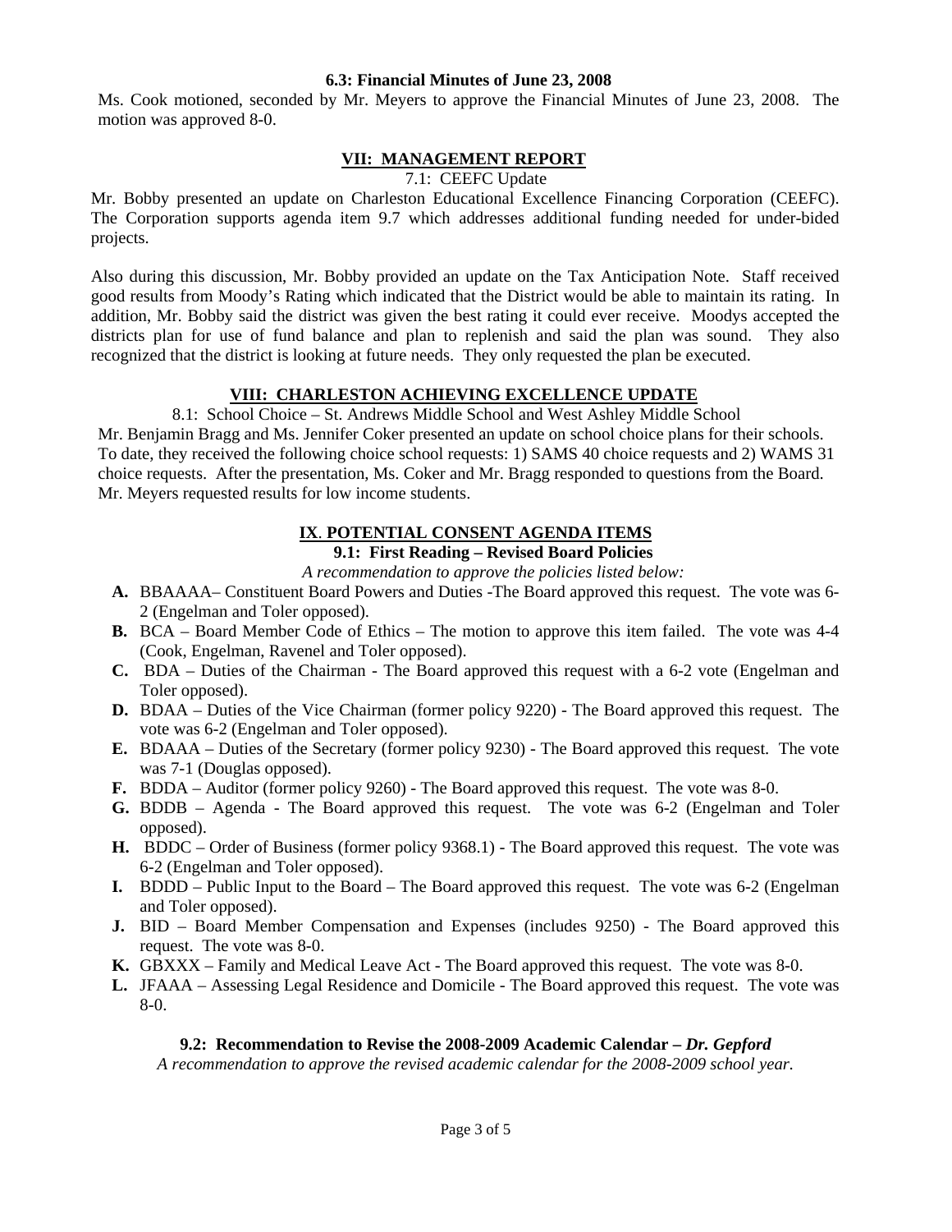**6.3: Financial Minutes of June 23, 2008**

Ms. Cook motioned, seconded by Mr. Meyers to approve the Financial Minutes of June 23, 2008. The motion was approved 8-0.

## VII: MANAGEMENT REPORT

7.1: CEEFC Update

Mr. Bobby presented an update on Charleston Educational Excellence Financing Corporation (CEEFC). The Corporation supports agenda item 9.7 which addresses additional funding needed for under-bided projects.

Also during this discussion, Mr. Bobby provided an update on the Tax Anticipation Note. Staff received good results from Moody's Rating which indicated that the District would be able to maintain its rating. In addition, Mr. Bobby said the district was given the best rating it could ever receive. Moodys accepted the districts plan for use of fund balance and plan to replenish and said the plan was sound. They also recognized that the district is looking at future needs. They only requested the plan be executed.

## VIII: CHARLESTON ACHIEVING EXCELLENCE UPDATE

8.1: School Choice – St. Andrews Middle School and West Ashley Middle School

Mr. Benjamin Bragg and Ms. Jennifer Coker presented an update on school choice plans for their schools. To date, they received the following choice school requests: 1) SAMS 40 choice requests and 2) WAMS 31 choice requests. After the presentation, Ms. Coker and Mr. Bragg responded to questions from the Board. Mr. Meyers requested results for low income students.

## IX. POTENTIAL CONSENT AGENDA ITEMS

**9.1: First Reading – Revised Board Policies**

*A recommendation to approve the policies listed below:*

- **A.** BBAAAA– Constituent Board Powers and Duties -The Board approved this request. The vote was 6-2 (Engelman and Toler opposed).
- **B.** BCA – Board Member Code of Ethics – The motion to approve this item failed. The vote was 4-4 (Cook, Engelman, Ravenel and Toler opposed).
- **C.** BDA – Duties of the Chairman - The Board approved this request with a 6-2 vote (Engelman and Toler opposed).
- **D.** BDAA – Duties of the Vice Chairman (former policy 9220) - The Board approved this request. The vote was 6-2 (Engelman and Toler opposed).
- **E.** BDAAA – Duties of the Secretary (former policy 9230) - The Board approved this request. The vote was 7-1 (Douglas opposed).
- **F.** BDDA – Auditor (former policy 9260) - The Board approved this request. The vote was 8-0.
- **G.** BDDB – Agenda - The Board approved this request. The vote was 6-2 (Engelman and Toler opposed).
- **H.** BDDC – Order of Business (former policy 9368.1) - The Board approved this request. The vote was 6-2 (Engelman and Toler opposed).
- **I.** BDDD – Public Input to the Board – The Board approved this request. The vote was 6-2 (Engelman and Toler opposed).
- **J.** BID – Board Member Compensation and Expenses (includes 9250) - The Board approved this request. The vote was 8-0.
- **K.** GBXXX – Family and Medical Leave Act - The Board approved this request. The vote was 8-0.
- **L.** JFAAA – Assessing Legal Residence and Domicile - The Board approved this request. The vote was 8-0.

**9.2: Recommendation to Revise the 2008-2009 Academic Calendar – *Dr. Gepford***

*A recommendation to approve the revised academic calendar for the 2008-2009 school year.*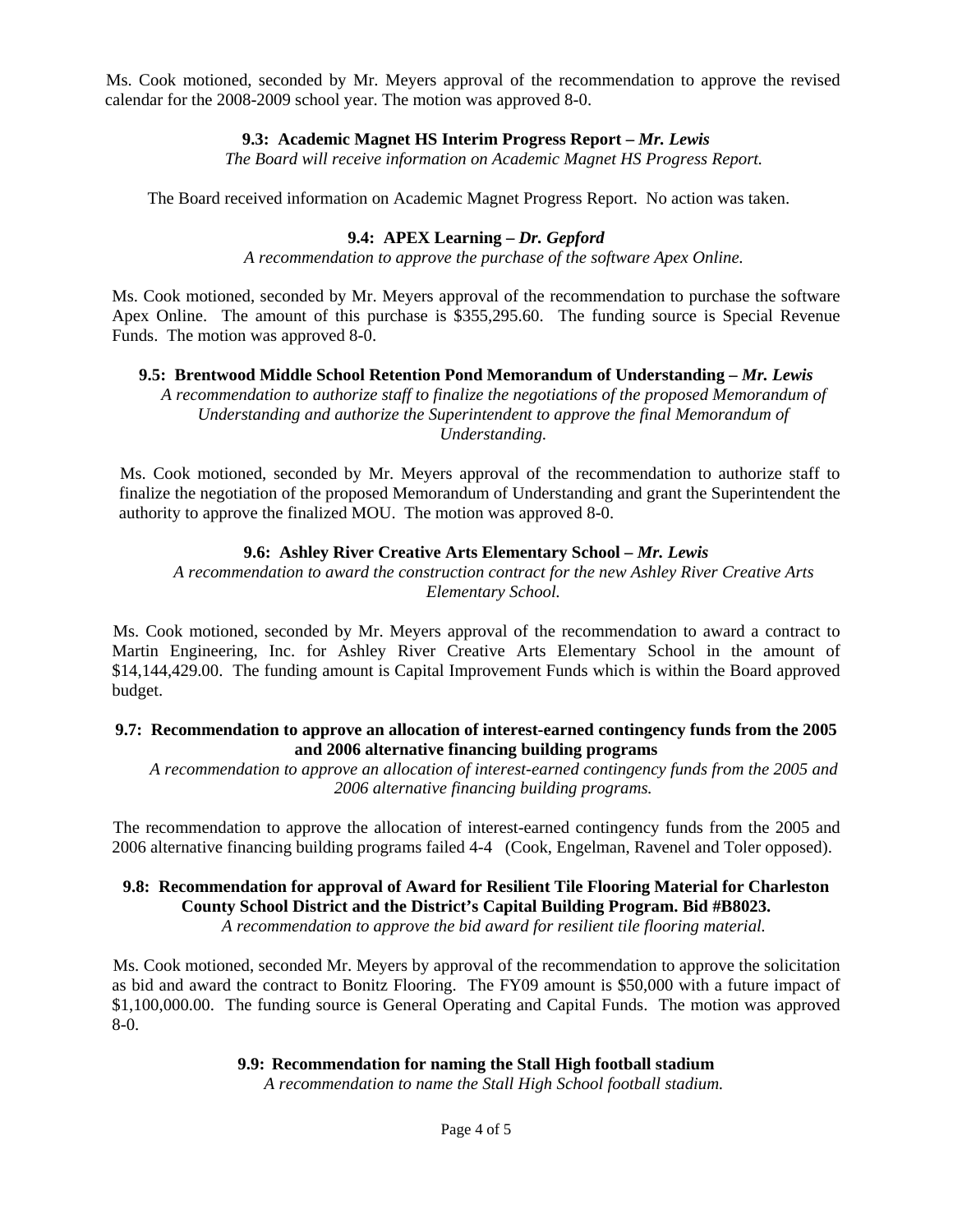Ms. Cook motioned, seconded by Mr. Meyers approval of the recommendation to approve the revised calendar for the 2008-2009 school year. The motion was approved 8-0.

**9.3: Academic Magnet HS Interim Progress Report –** ***Mr. Lewis***

*The Board will receive information on Academic Magnet HS Progress Report.*

The Board received information on Academic Magnet Progress Report. No action was taken.

**9.4: APEX Learning –** ***Dr. Gepford***

*A recommendation to approve the purchase of the software Apex Online.*

Ms. Cook motioned, seconded by Mr. Meyers approval of the recommendation to purchase the software Apex Online. The amount of this purchase is $355,295.60. The funding source is Special Revenue Funds. The motion was approved 8-0.

**9.5: Brentwood Middle School Retention Pond Memorandum of Understanding –** ***Mr. Lewis***

*A recommendation to authorize staff to finalize the negotiations of the proposed Memorandum of Understanding and authorize the Superintendent to approve the final Memorandum of Understanding.*

Ms. Cook motioned, seconded by Mr. Meyers approval of the recommendation to authorize staff to finalize the negotiation of the proposed Memorandum of Understanding and grant the Superintendent the authority to approve the finalized MOU. The motion was approved 8-0.

**9.6: Ashley River Creative Arts Elementary School –** ***Mr. Lewis***

*A recommendation to award the construction contract for the new Ashley River Creative Arts Elementary School.*

Ms. Cook motioned, seconded by Mr. Meyers approval of the recommendation to award a contract to Martin Engineering, Inc. for Ashley River Creative Arts Elementary School in the amount of $14,144,429.00. The funding amount is Capital Improvement Funds which is within the Board approved budget.

**9.7: Recommendation to approve an allocation of interest-earned contingency funds from the 2005 and 2006 alternative financing building programs**

*A recommendation to approve an allocation of interest-earned contingency funds from the 2005 and 2006 alternative financing building programs.*

The recommendation to approve the allocation of interest-earned contingency funds from the 2005 and 2006 alternative financing building programs failed 4-4 (Cook, Engelman, Ravenel and Toler opposed).

**9.8: Recommendation for approval of Award for Resilient Tile Flooring Material for Charleston County School District and the District's Capital Building Program. Bid #B8023.**

*A recommendation to approve the bid award for resilient tile flooring material.*

Ms. Cook motioned, seconded Mr. Meyers by approval of the recommendation to approve the solicitation as bid and award the contract to Bonitz Flooring. The FY09 amount is $50,000 with a future impact of $1,100,000.00. The funding source is General Operating and Capital Funds. The motion was approved 8-0.

**9.9: Recommendation for naming the Stall High football stadium**

*A recommendation to name the Stall High School football stadium.*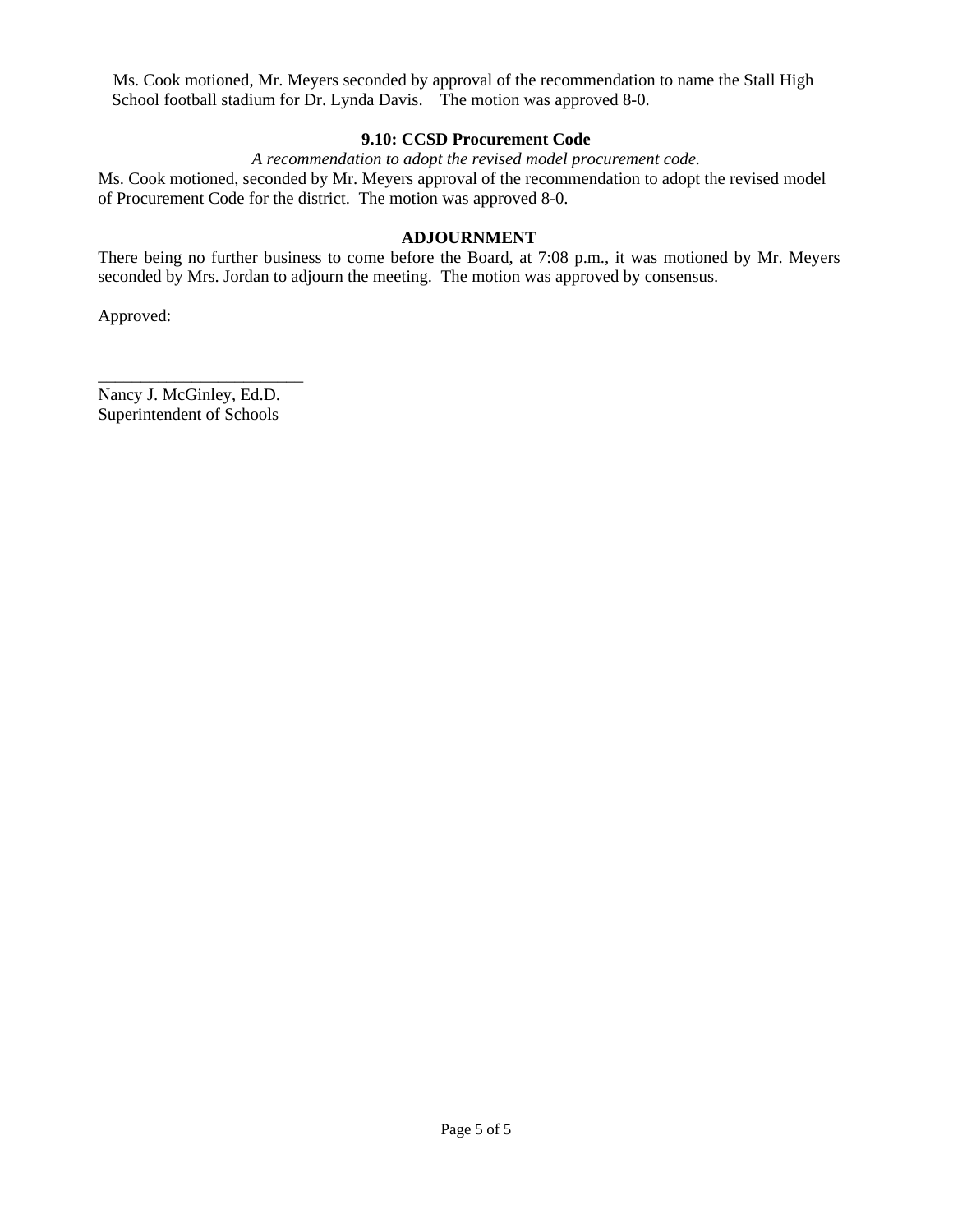Ms. Cook motioned, Mr. Meyers seconded by approval of the recommendation to name the Stall High School football stadium for Dr. Lynda Davis. The motion was approved 8-0.

### 9.10: CCSD Procurement Code

*A recommendation to adopt the revised model procurement code.*

Ms. Cook motioned, seconded by Mr. Meyers approval of the recommendation to adopt the revised model of Procurement Code for the district. The motion was approved 8-0.

## ADJOURNMENT

There being no further business to come before the Board, at 7:08 p.m., it was motioned by Mr. Meyers seconded by Mrs. Jordan to adjourn the meeting. The motion was approved by consensus.

Approved:

\_\_\_\_\_\_\_\_\_\_\_\_\_\_\_\_\_\_\_\_\_\_\_\_\_

Nancy J. McGinley, Ed.D.
Superintendent of Schools